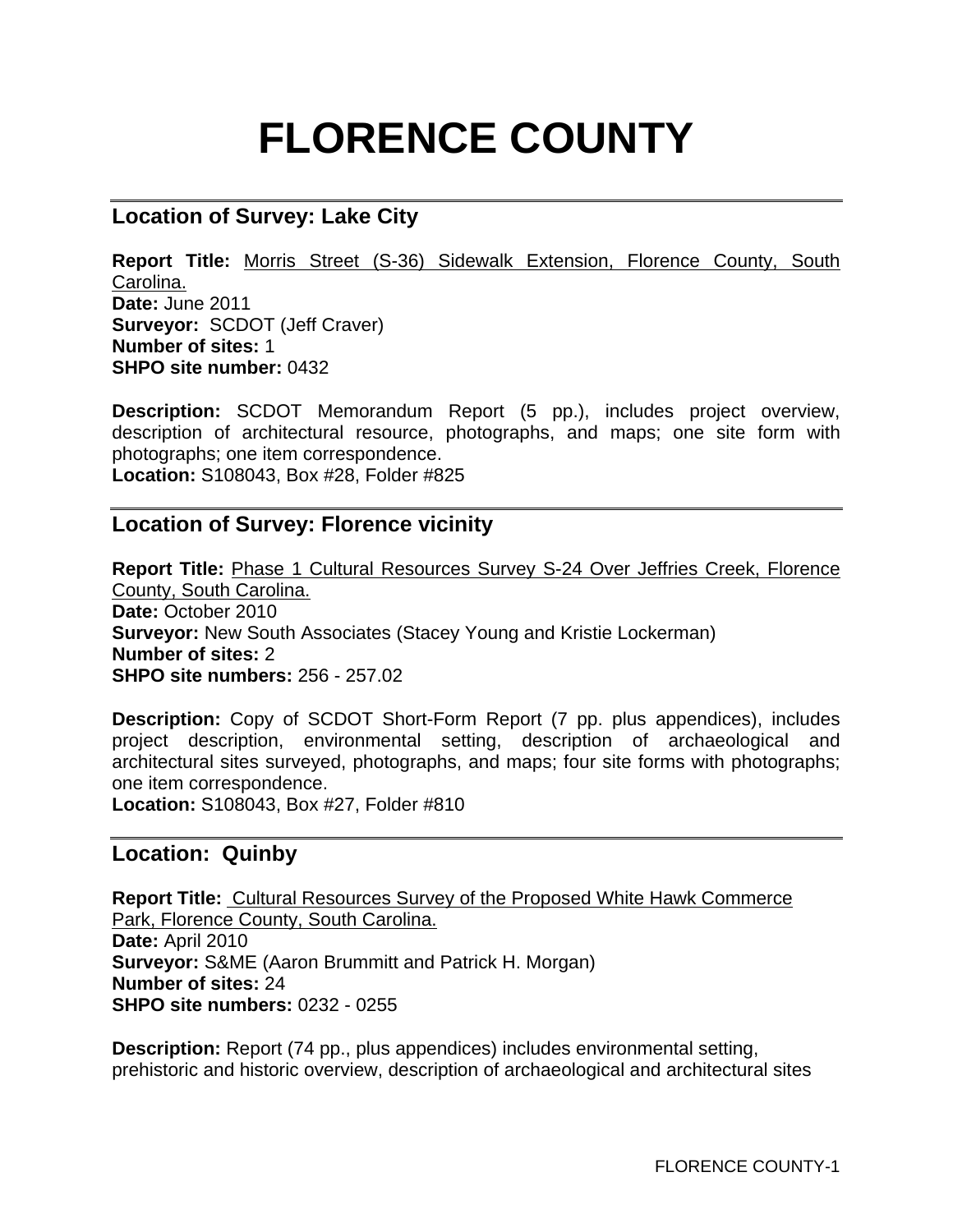# FLORENCE COUNTY

## Location of Survey: Lake City

**Report Title:** Morris Street (S-36) Sidewalk Extension, Florence County, South Carolina.
**Date:** June 2011
**Surveyor:** SCDOT (Jeff Craver)
**Number of sites:** 1
**SHPO site number:** 0432

**Description:** SCDOT Memorandum Report (5 pp.), includes project overview, description of architectural resource, photographs, and maps; one site form with photographs; one item correspondence.
**Location:** S108043, Box #28, Folder #825

## Location of Survey: Florence vicinity

**Report Title:** Phase 1 Cultural Resources Survey S-24 Over Jeffries Creek, Florence County, South Carolina.
**Date:** October 2010
**Surveyor:** New South Associates (Stacey Young and Kristie Lockerman)
**Number of sites:** 2
**SHPO site numbers:** 256 - 257.02

**Description:** Copy of SCDOT Short-Form Report (7 pp. plus appendices), includes project description, environmental setting, description of archaeological and architectural sites surveyed, photographs, and maps; four site forms with photographs; one item correspondence.
**Location:** S108043, Box #27, Folder #810

## Location: Quinby

**Report Title:** Cultural Resources Survey of the Proposed White Hawk Commerce Park, Florence County, South Carolina.
**Date:** April 2010
**Surveyor:** S&ME (Aaron Brummitt and Patrick H. Morgan)
**Number of sites:** 24
**SHPO site numbers:** 0232 - 0255

**Description:** Report (74 pp., plus appendices) includes environmental setting, prehistoric and historic overview, description of archaeological and architectural sites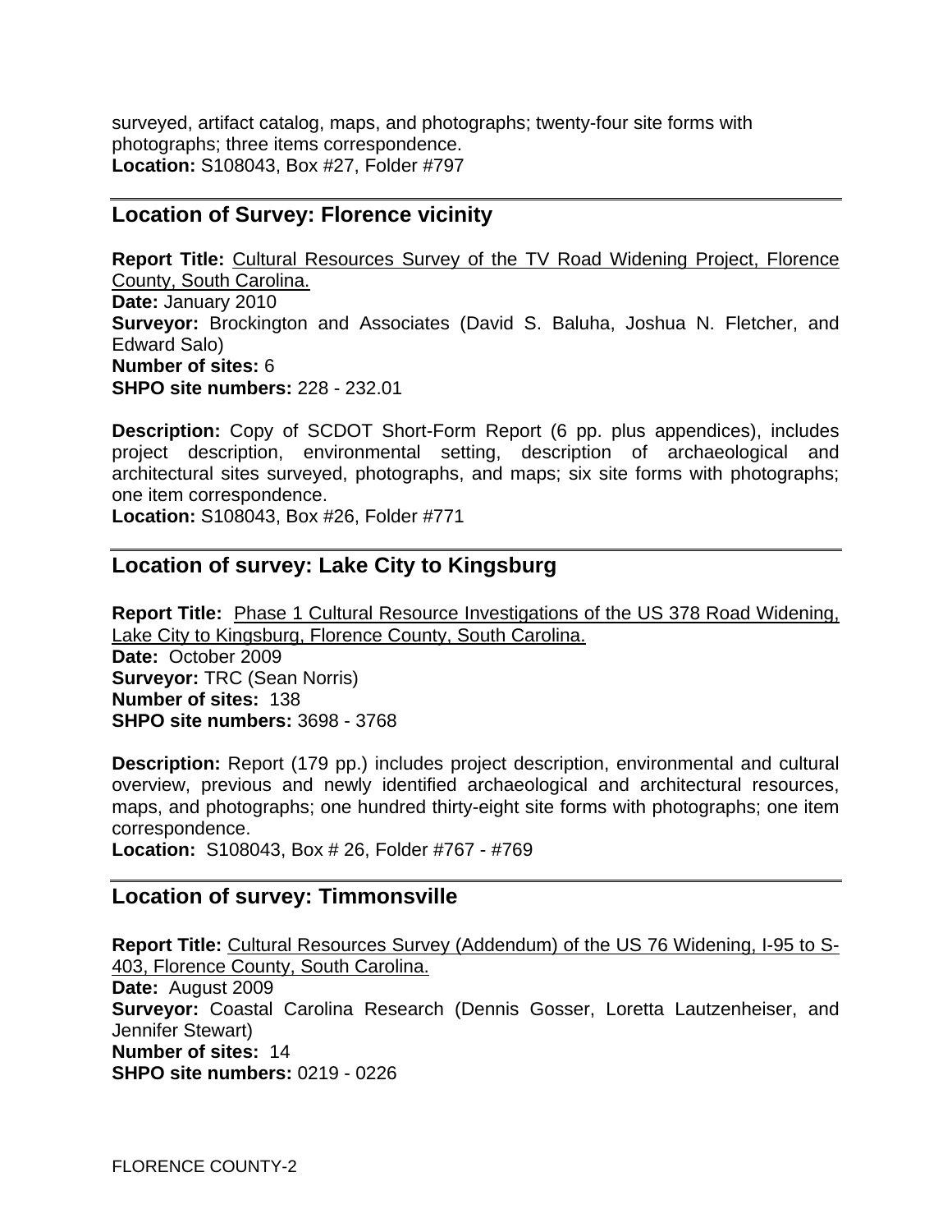surveyed, artifact catalog, maps, and photographs; twenty-four site forms with photographs; three items correspondence.
**Location:** S108043, Box #27, Folder #797

---

## Location of Survey: Florence vicinity

**Report Title:** Cultural Resources Survey of the TV Road Widening Project, Florence County, South Carolina.
**Date:** January 2010
**Surveyor:** Brockington and Associates (David S. Baluha, Joshua N. Fletcher, and Edward Salo)
**Number of sites:** 6
**SHPO site numbers:** 228 - 232.01

**Description:** Copy of SCDOT Short-Form Report (6 pp. plus appendices), includes project description, environmental setting, description of archaeological and architectural sites surveyed, photographs, and maps; six site forms with photographs; one item correspondence.
**Location:** S108043, Box #26, Folder #771

---

## Location of survey: Lake City to Kingsburg

**Report Title:** Phase 1 Cultural Resource Investigations of the US 378 Road Widening, Lake City to Kingsburg, Florence County, South Carolina.
**Date:** October 2009
**Surveyor:** TRC (Sean Norris)
**Number of sites:** 138
**SHPO site numbers:** 3698 - 3768

**Description:** Report (179 pp.) includes project description, environmental and cultural overview, previous and newly identified archaeological and architectural resources, maps, and photographs; one hundred thirty-eight site forms with photographs; one item correspondence.
**Location:** S108043, Box # 26, Folder #767 - #769

---

## Location of survey: Timmonsville

**Report Title:** Cultural Resources Survey (Addendum) of the US 76 Widening, I-95 to S-403, Florence County, South Carolina.
**Date:** August 2009
**Surveyor:** Coastal Carolina Research (Dennis Gosser, Loretta Lautzenheiser, and Jennifer Stewart)
**Number of sites:** 14
**SHPO site numbers:** 0219 - 0226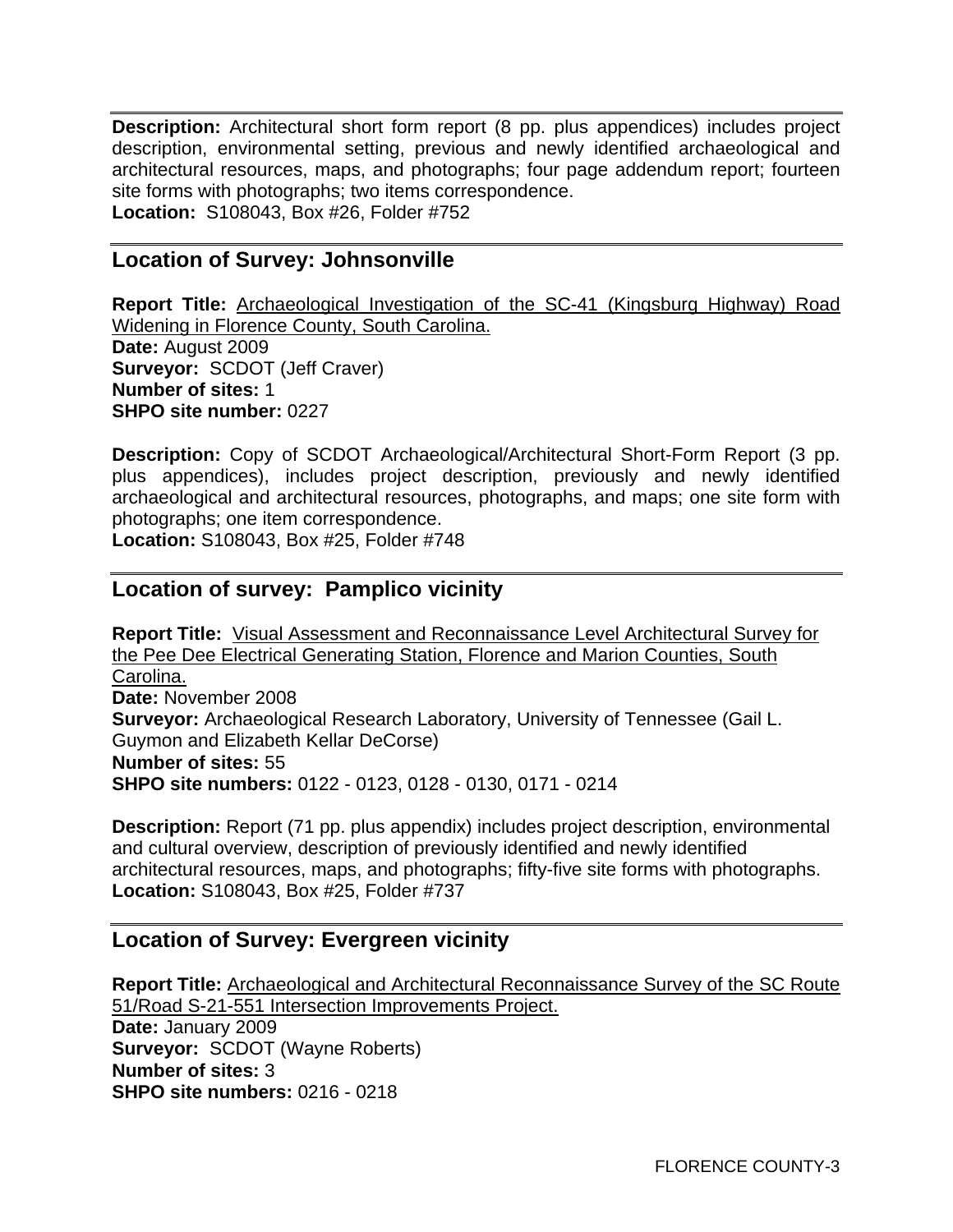**Description:** Architectural short form report (8 pp. plus appendices) includes project description, environmental setting, previous and newly identified archaeological and architectural resources, maps, and photographs; four page addendum report; fourteen site forms with photographs; two items correspondence.
**Location:** S108043, Box #26, Folder #752

## Location of Survey: Johnsonville

**Report Title:** Archaeological Investigation of the SC-41 (Kingsburg Highway) Road Widening in Florence County, South Carolina.
**Date:** August 2009
**Surveyor:** SCDOT (Jeff Craver)
**Number of sites:** 1
**SHPO site number:** 0227

**Description:** Copy of SCDOT Archaeological/Architectural Short-Form Report (3 pp. plus appendices), includes project description, previously and newly identified archaeological and architectural resources, photographs, and maps; one site form with photographs; one item correspondence.
**Location:** S108043, Box #25, Folder #748

## Location of survey: Pamplico vicinity

**Report Title:** Visual Assessment and Reconnaissance Level Architectural Survey for the Pee Dee Electrical Generating Station, Florence and Marion Counties, South Carolina.
**Date:** November 2008
**Surveyor:** Archaeological Research Laboratory, University of Tennessee (Gail L. Guymon and Elizabeth Kellar DeCorse)
**Number of sites:** 55
**SHPO site numbers:** 0122 - 0123, 0128 - 0130, 0171 - 0214

**Description:** Report (71 pp. plus appendix) includes project description, environmental and cultural overview, description of previously identified and newly identified architectural resources, maps, and photographs; fifty-five site forms with photographs.
**Location:** S108043, Box #25, Folder #737

## Location of Survey: Evergreen vicinity

**Report Title:** Archaeological and Architectural Reconnaissance Survey of the SC Route 51/Road S-21-551 Intersection Improvements Project.
**Date:** January 2009
**Surveyor:** SCDOT (Wayne Roberts)
**Number of sites:** 3
**SHPO site numbers:** 0216 - 0218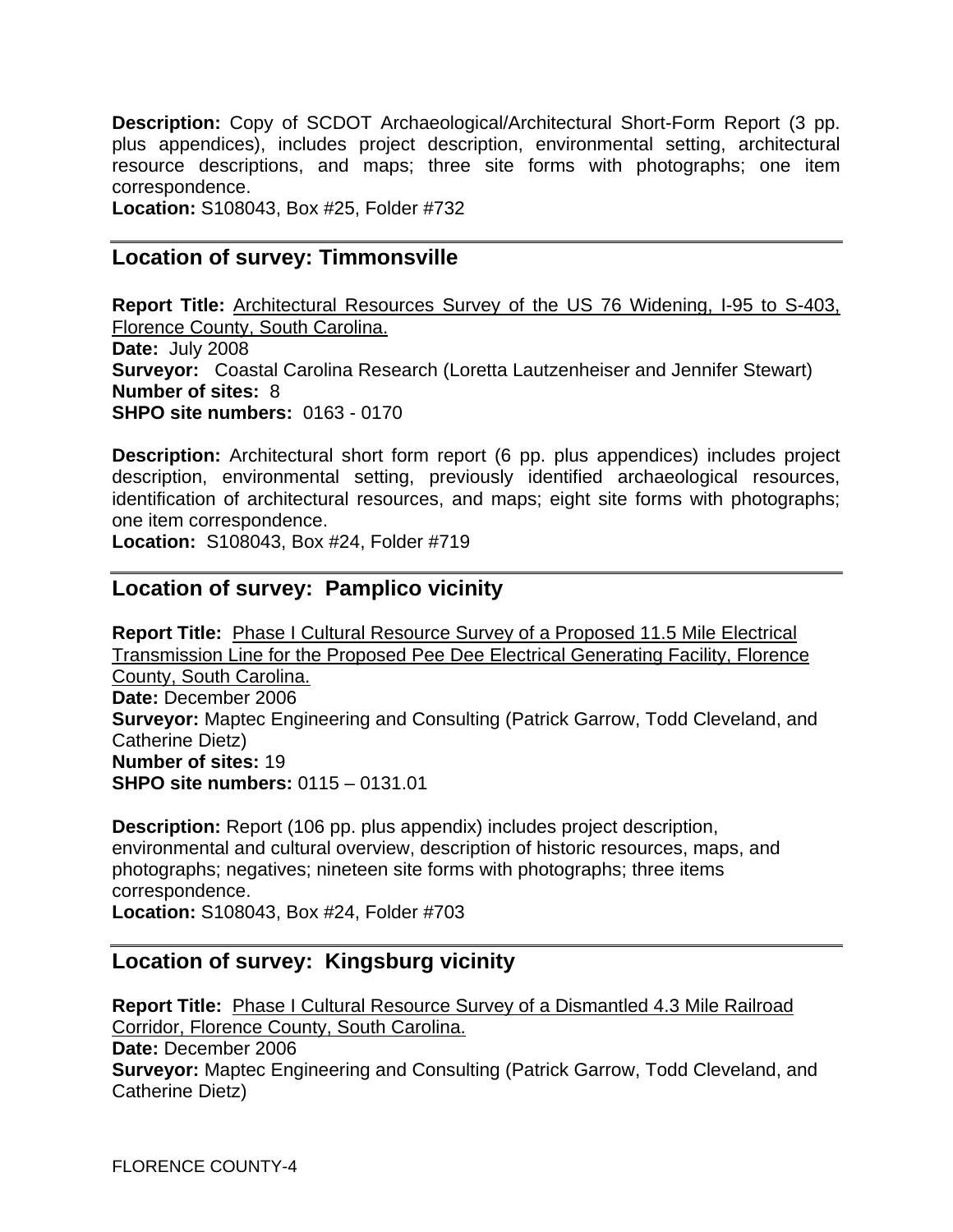**Description:** Copy of SCDOT Archaeological/Architectural Short-Form Report (3 pp. plus appendices), includes project description, environmental setting, architectural resource descriptions, and maps; three site forms with photographs; one item correspondence.
**Location:** S108043, Box #25, Folder #732

---

## Location of survey: Timmonsville

**Report Title:** Architectural Resources Survey of the US 76 Widening, I-95 to S-403, Florence County, South Carolina.
**Date:** July 2008
**Surveyor:** Coastal Carolina Research (Loretta Lautzenheiser and Jennifer Stewart)
**Number of sites:** 8
**SHPO site numbers:** 0163 - 0170

**Description:** Architectural short form report (6 pp. plus appendices) includes project description, environmental setting, previously identified archaeological resources, identification of architectural resources, and maps; eight site forms with photographs; one item correspondence.
**Location:** S108043, Box #24, Folder #719

---

## Location of survey: Pamplico vicinity

**Report Title:** Phase I Cultural Resource Survey of a Proposed 11.5 Mile Electrical Transmission Line for the Proposed Pee Dee Electrical Generating Facility, Florence County, South Carolina.
**Date:** December 2006
**Surveyor:** Maptec Engineering and Consulting (Patrick Garrow, Todd Cleveland, and Catherine Dietz)
**Number of sites:** 19
**SHPO site numbers:** 0115 – 0131.01

**Description:** Report (106 pp. plus appendix) includes project description, environmental and cultural overview, description of historic resources, maps, and photographs; negatives; nineteen site forms with photographs; three items correspondence.
**Location:** S108043, Box #24, Folder #703

---

## Location of survey: Kingsburg vicinity

**Report Title:** Phase I Cultural Resource Survey of a Dismantled 4.3 Mile Railroad Corridor, Florence County, South Carolina.
**Date:** December 2006
**Surveyor:** Maptec Engineering and Consulting (Patrick Garrow, Todd Cleveland, and Catherine Dietz)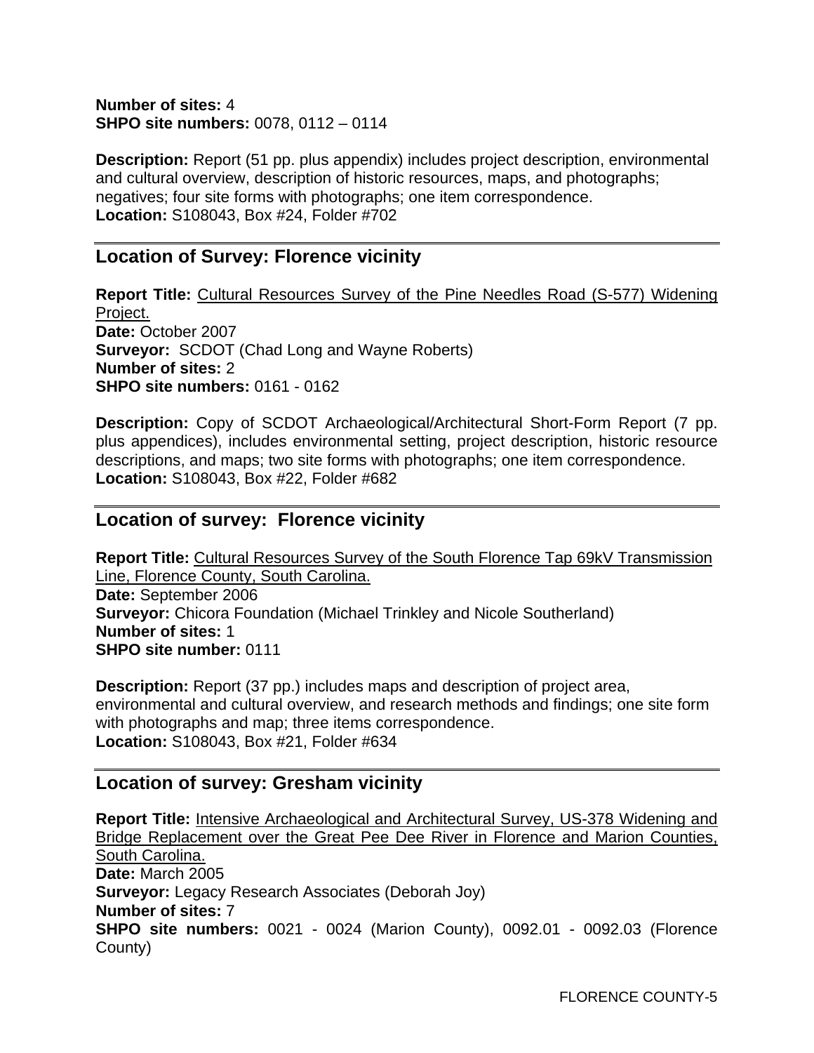**Number of sites:** 4
**SHPO site numbers:** 0078, 0112 – 0114

**Description:** Report (51 pp. plus appendix) includes project description, environmental and cultural overview, description of historic resources, maps, and photographs; negatives; four site forms with photographs; one item correspondence.
**Location:** S108043, Box #24, Folder #702

## Location of Survey: Florence vicinity

**Report Title:** Cultural Resources Survey of the Pine Needles Road (S-577) Widening Project.
**Date:** October 2007
**Surveyor:** SCDOT (Chad Long and Wayne Roberts)
**Number of sites:** 2
**SHPO site numbers:** 0161 - 0162

**Description:** Copy of SCDOT Archaeological/Architectural Short-Form Report (7 pp. plus appendices), includes environmental setting, project description, historic resource descriptions, and maps; two site forms with photographs; one item correspondence.
**Location:** S108043, Box #22, Folder #682

## Location of survey: Florence vicinity

**Report Title:** Cultural Resources Survey of the South Florence Tap 69kV Transmission Line, Florence County, South Carolina.
**Date:** September 2006
**Surveyor:** Chicora Foundation (Michael Trinkley and Nicole Southerland)
**Number of sites:** 1
**SHPO site number:** 0111

**Description:** Report (37 pp.) includes maps and description of project area, environmental and cultural overview, and research methods and findings; one site form with photographs and map; three items correspondence.
**Location:** S108043, Box #21, Folder #634

## Location of survey: Gresham vicinity

**Report Title:** Intensive Archaeological and Architectural Survey, US-378 Widening and Bridge Replacement over the Great Pee Dee River in Florence and Marion Counties, South Carolina.
**Date:** March 2005
**Surveyor:** Legacy Research Associates (Deborah Joy)
**Number of sites:** 7
**SHPO site numbers:** 0021 - 0024 (Marion County), 0092.01 - 0092.03 (Florence County)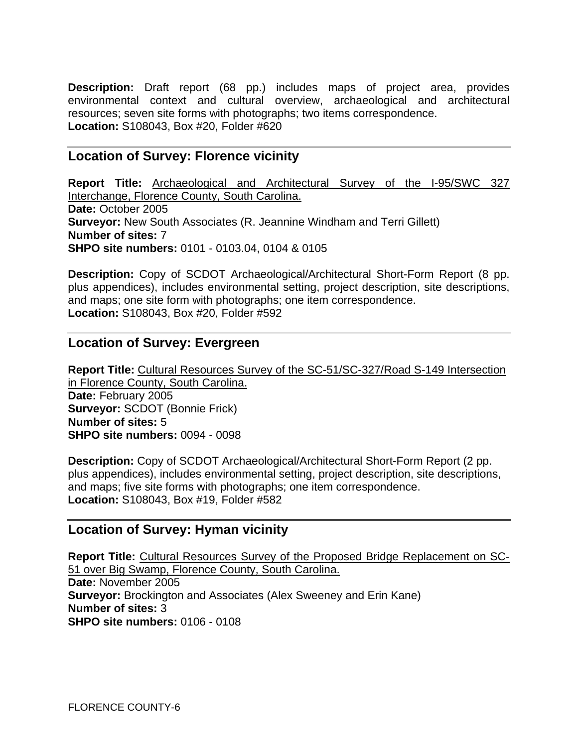**Description:** Draft report (68 pp.) includes maps of project area, provides environmental context and cultural overview, archaeological and architectural resources; seven site forms with photographs; two items correspondence.
**Location:** S108043, Box #20, Folder #620

---

## Location of Survey: Florence vicinity

**Report Title:** Archaeological and Architectural Survey of the I-95/SWC 327 Interchange, Florence County, South Carolina.
**Date:** October 2005
**Surveyor:** New South Associates (R. Jeannine Windham and Terri Gillett)
**Number of sites:** 7
**SHPO site numbers:** 0101 - 0103.04, 0104 & 0105

**Description:** Copy of SCDOT Archaeological/Architectural Short-Form Report (8 pp. plus appendices), includes environmental setting, project description, site descriptions, and maps; one site form with photographs; one item correspondence.
**Location:** S108043, Box #20, Folder #592

---

## Location of Survey: Evergreen

**Report Title:** Cultural Resources Survey of the SC-51/SC-327/Road S-149 Intersection in Florence County, South Carolina.
**Date:** February 2005
**Surveyor:** SCDOT (Bonnie Frick)
**Number of sites:** 5
**SHPO site numbers:** 0094 - 0098

**Description:** Copy of SCDOT Archaeological/Architectural Short-Form Report (2 pp. plus appendices), includes environmental setting, project description, site descriptions, and maps; five site forms with photographs; one item correspondence.
**Location:** S108043, Box #19, Folder #582

---

## Location of Survey: Hyman vicinity

**Report Title:** Cultural Resources Survey of the Proposed Bridge Replacement on SC-51 over Big Swamp, Florence County, South Carolina.
**Date:** November 2005
**Surveyor:** Brockington and Associates (Alex Sweeney and Erin Kane)
**Number of sites:** 3
**SHPO site numbers:** 0106 - 0108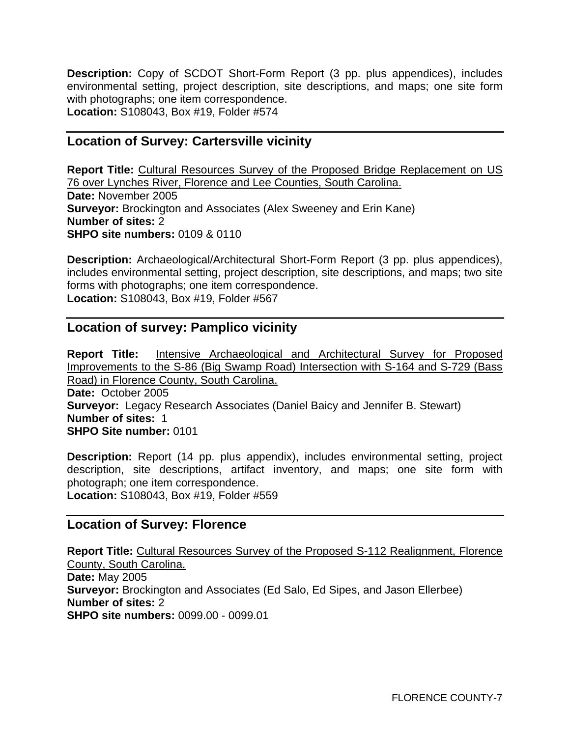**Description:** Copy of SCDOT Short-Form Report (3 pp. plus appendices), includes environmental setting, project description, site descriptions, and maps; one site form with photographs; one item correspondence.
**Location:** S108043, Box #19, Folder #574

## Location of Survey: Cartersville vicinity

**Report Title:** Cultural Resources Survey of the Proposed Bridge Replacement on US 76 over Lynches River, Florence and Lee Counties, South Carolina.
**Date:** November 2005
**Surveyor:** Brockington and Associates (Alex Sweeney and Erin Kane)
**Number of sites:** 2
**SHPO site numbers:** 0109 & 0110

**Description:** Archaeological/Architectural Short-Form Report (3 pp. plus appendices), includes environmental setting, project description, site descriptions, and maps; two site forms with photographs; one item correspondence.
**Location:** S108043, Box #19, Folder #567

## Location of survey: Pamplico vicinity

**Report Title:** Intensive Archaeological and Architectural Survey for Proposed Improvements to the S-86 (Big Swamp Road) Intersection with S-164 and S-729 (Bass Road) in Florence County, South Carolina.
**Date:** October 2005
**Surveyor:** Legacy Research Associates (Daniel Baicy and Jennifer B. Stewart)
**Number of sites:** 1
**SHPO Site number:** 0101

**Description:** Report (14 pp. plus appendix), includes environmental setting, project description, site descriptions, artifact inventory, and maps; one site form with photograph; one item correspondence.
**Location:** S108043, Box #19, Folder #559

## Location of Survey: Florence

**Report Title:** Cultural Resources Survey of the Proposed S-112 Realignment, Florence County, South Carolina.
**Date:** May 2005
**Surveyor:** Brockington and Associates (Ed Salo, Ed Sipes, and Jason Ellerbee)
**Number of sites:** 2
**SHPO site numbers:** 0099.00 - 0099.01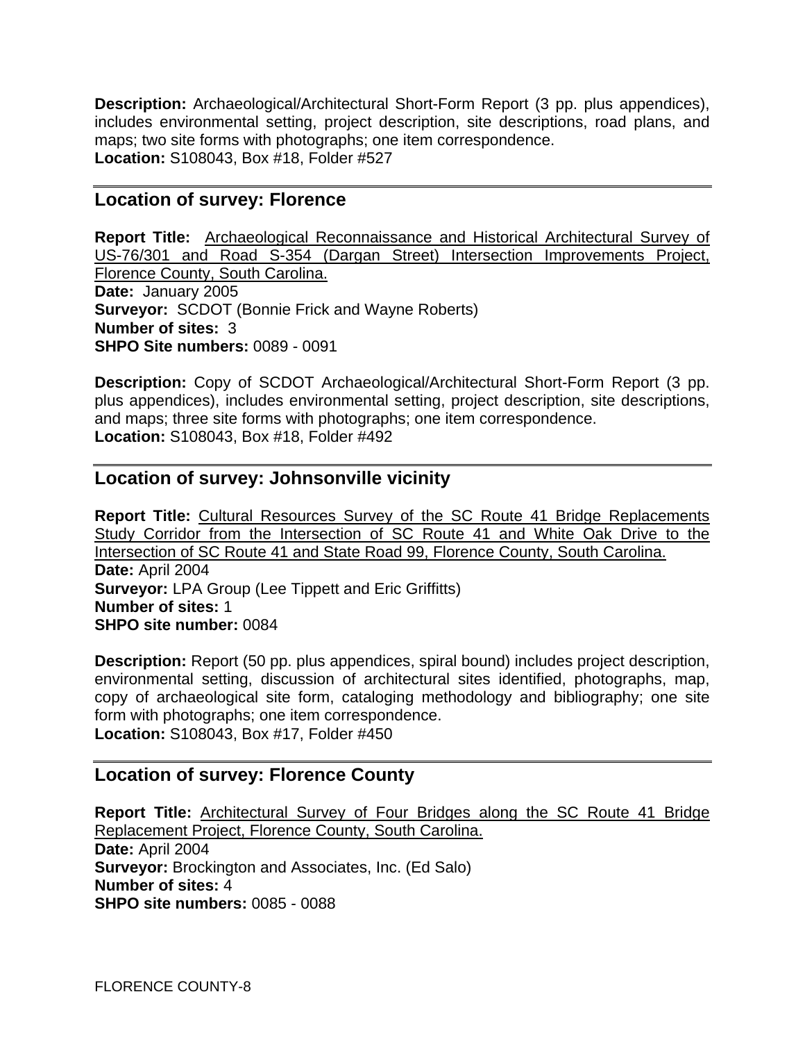**Description:** Archaeological/Architectural Short-Form Report (3 pp. plus appendices), includes environmental setting, project description, site descriptions, road plans, and maps; two site forms with photographs; one item correspondence.
**Location:** S108043, Box #18, Folder #527

---

## Location of survey: Florence

**Report Title:** Archaeological Reconnaissance and Historical Architectural Survey of US-76/301 and Road S-354 (Dargan Street) Intersection Improvements Project, Florence County, South Carolina.
**Date:** January 2005
**Surveyor:** SCDOT (Bonnie Frick and Wayne Roberts)
**Number of sites:** 3
**SHPO Site numbers:** 0089 - 0091

**Description:** Copy of SCDOT Archaeological/Architectural Short-Form Report (3 pp. plus appendices), includes environmental setting, project description, site descriptions, and maps; three site forms with photographs; one item correspondence.
**Location:** S108043, Box #18, Folder #492

---

## Location of survey: Johnsonville vicinity

**Report Title:** Cultural Resources Survey of the SC Route 41 Bridge Replacements Study Corridor from the Intersection of SC Route 41 and White Oak Drive to the Intersection of SC Route 41 and State Road 99, Florence County, South Carolina.
**Date:** April 2004
**Surveyor:** LPA Group (Lee Tippett and Eric Griffitts)
**Number of sites:** 1
**SHPO site number:** 0084

**Description:** Report (50 pp. plus appendices, spiral bound) includes project description, environmental setting, discussion of architectural sites identified, photographs, map, copy of archaeological site form, cataloging methodology and bibliography; one site form with photographs; one item correspondence.
**Location:** S108043, Box #17, Folder #450

---

## Location of survey: Florence County

**Report Title:** Architectural Survey of Four Bridges along the SC Route 41 Bridge Replacement Project, Florence County, South Carolina.
**Date:** April 2004
**Surveyor:** Brockington and Associates, Inc. (Ed Salo)
**Number of sites:** 4
**SHPO site numbers:** 0085 - 0088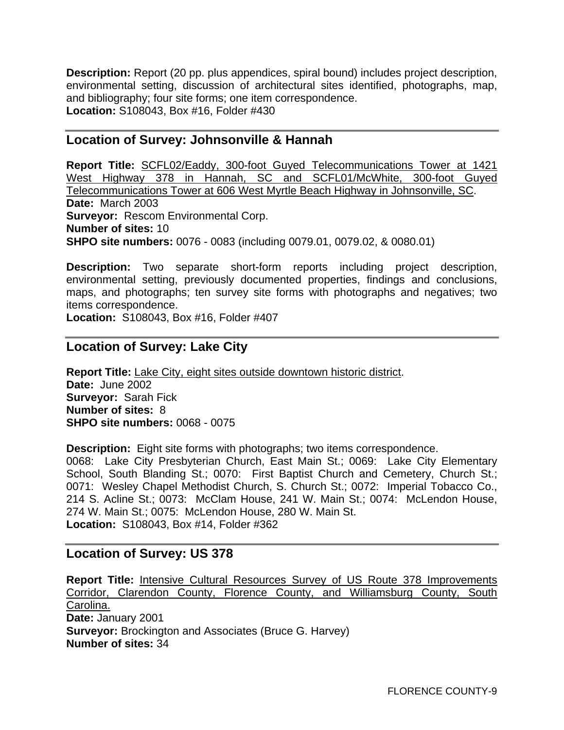**Description:** Report (20 pp. plus appendices, spiral bound) includes project description, environmental setting, discussion of architectural sites identified, photographs, map, and bibliography; four site forms; one item correspondence.
**Location:** S108043, Box #16, Folder #430

## Location of Survey: Johnsonville & Hannah

**Report Title:** SCFL02/Eaddy, 300-foot Guyed Telecommunications Tower at 1421 West Highway 378 in Hannah, SC and SCFL01/McWhite, 300-foot Guyed Telecommunications Tower at 606 West Myrtle Beach Highway in Johnsonville, SC.
**Date:** March 2003
**Surveyor:** Rescom Environmental Corp.
**Number of sites:** 10
**SHPO site numbers:** 0076 - 0083 (including 0079.01, 0079.02, & 0080.01)

**Description:** Two separate short-form reports including project description, environmental setting, previously documented properties, findings and conclusions, maps, and photographs; ten survey site forms with photographs and negatives; two items correspondence.
**Location:** S108043, Box #16, Folder #407

## Location of Survey: Lake City

**Report Title:** Lake City, eight sites outside downtown historic district.
**Date:** June 2002
**Surveyor:** Sarah Fick
**Number of sites:** 8
**SHPO site numbers:** 0068 - 0075

**Description:** Eight site forms with photographs; two items correspondence.
0068: Lake City Presbyterian Church, East Main St.; 0069: Lake City Elementary School, South Blanding St.; 0070: First Baptist Church and Cemetery, Church St.; 0071: Wesley Chapel Methodist Church, S. Church St.; 0072: Imperial Tobacco Co., 214 S. Acline St.; 0073: McClam House, 241 W. Main St.; 0074: McLendon House, 274 W. Main St.; 0075: McLendon House, 280 W. Main St.
**Location:** S108043, Box #14, Folder #362

## Location of Survey: US 378

**Report Title:** Intensive Cultural Resources Survey of US Route 378 Improvements Corridor, Clarendon County, Florence County, and Williamsburg County, South Carolina.
**Date:** January 2001
**Surveyor:** Brockington and Associates (Bruce G. Harvey)
**Number of sites:** 34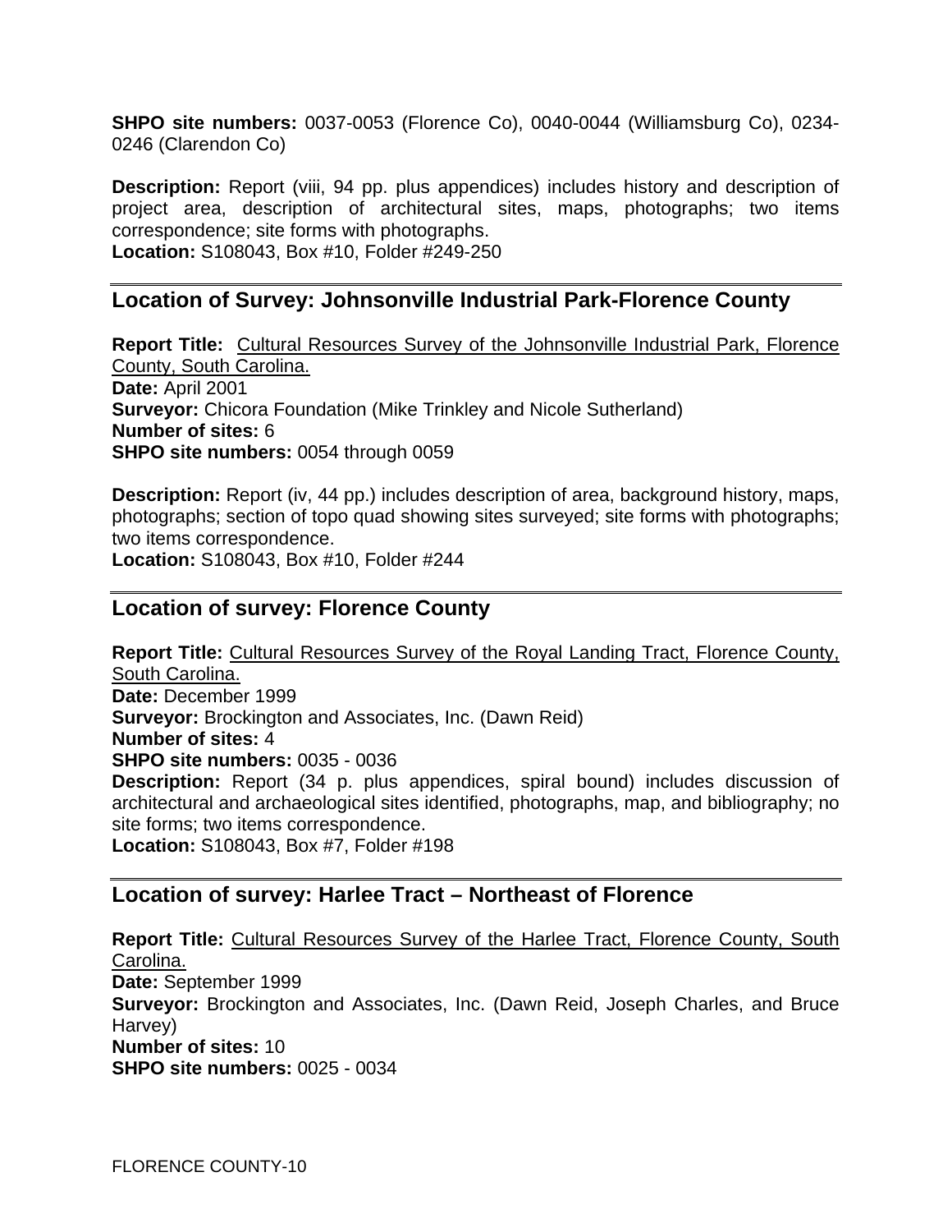**SHPO site numbers:** 0037-0053 (Florence Co), 0040-0044 (Williamsburg Co), 0234-0246 (Clarendon Co)

**Description:** Report (viii, 94 pp. plus appendices) includes history and description of project area, description of architectural sites, maps, photographs; two items correspondence; site forms with photographs.
**Location:** S108043, Box #10, Folder #249-250

---

## Location of Survey: Johnsonville Industrial Park-Florence County

**Report Title:** Cultural Resources Survey of the Johnsonville Industrial Park, Florence County, South Carolina.
**Date:** April 2001
**Surveyor:** Chicora Foundation (Mike Trinkley and Nicole Sutherland)
**Number of sites:** 6
**SHPO site numbers:** 0054 through 0059

**Description:** Report (iv, 44 pp.) includes description of area, background history, maps, photographs; section of topo quad showing sites surveyed; site forms with photographs; two items correspondence.
**Location:** S108043, Box #10, Folder #244

---

## Location of survey: Florence County

**Report Title:** Cultural Resources Survey of the Royal Landing Tract, Florence County, South Carolina.
**Date:** December 1999
**Surveyor:** Brockington and Associates, Inc. (Dawn Reid)
**Number of sites:** 4
**SHPO site numbers:** 0035 - 0036
**Description:** Report (34 p. plus appendices, spiral bound) includes discussion of architectural and archaeological sites identified, photographs, map, and bibliography; no site forms; two items correspondence.
**Location:** S108043, Box #7, Folder #198

---

## Location of survey: Harlee Tract – Northeast of Florence

**Report Title:** Cultural Resources Survey of the Harlee Tract, Florence County, South Carolina.
**Date:** September 1999
**Surveyor:** Brockington and Associates, Inc. (Dawn Reid, Joseph Charles, and Bruce Harvey)
**Number of sites:** 10
**SHPO site numbers:** 0025 - 0034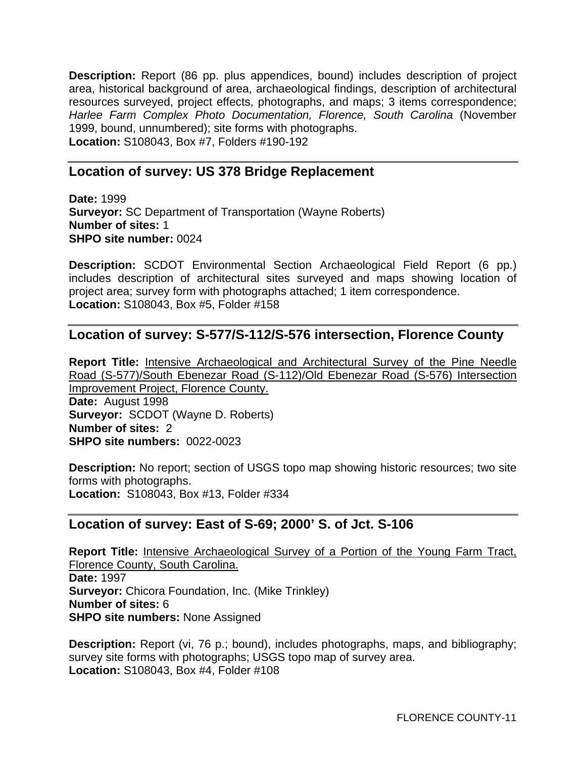**Description:** Report (86 pp. plus appendices, bound) includes description of project area, historical background of area, archaeological findings, description of architectural resources surveyed, project effects, photographs, and maps; 3 items correspondence; *Harlee Farm Complex Photo Documentation, Florence, South Carolina* (November 1999, bound, unnumbered); site forms with photographs.
**Location:** S108043, Box #7, Folders #190-192

## Location of survey: US 378 Bridge Replacement

**Date:** 1999
**Surveyor:** SC Department of Transportation (Wayne Roberts)
**Number of sites:** 1
**SHPO site number:** 0024

**Description:** SCDOT Environmental Section Archaeological Field Report (6 pp.) includes description of architectural sites surveyed and maps showing location of project area; survey form with photographs attached; 1 item correspondence.
**Location:** S108043, Box #5, Folder #158

## Location of survey: S-577/S-112/S-576 intersection, Florence County

**Report Title:** Intensive Archaeological and Architectural Survey of the Pine Needle Road (S-577)/South Ebenezar Road (S-112)/Old Ebenezar Road (S-576) Intersection Improvement Project, Florence County.
**Date:** August 1998
**Surveyor:** SCDOT (Wayne D. Roberts)
**Number of sites:** 2
**SHPO site numbers:** 0022-0023

**Description:** No report; section of USGS topo map showing historic resources; two site forms with photographs.
**Location:** S108043, Box #13, Folder #334

## Location of survey: East of S-69; 2000' S. of Jct. S-106

**Report Title:** Intensive Archaeological Survey of a Portion of the Young Farm Tract, Florence County, South Carolina.
**Date:** 1997
**Surveyor:** Chicora Foundation, Inc. (Mike Trinkley)
**Number of sites:** 6
**SHPO site numbers:** None Assigned

**Description:** Report (vi, 76 p.; bound), includes photographs, maps, and bibliography; survey site forms with photographs; USGS topo map of survey area.
**Location:** S108043, Box #4, Folder #108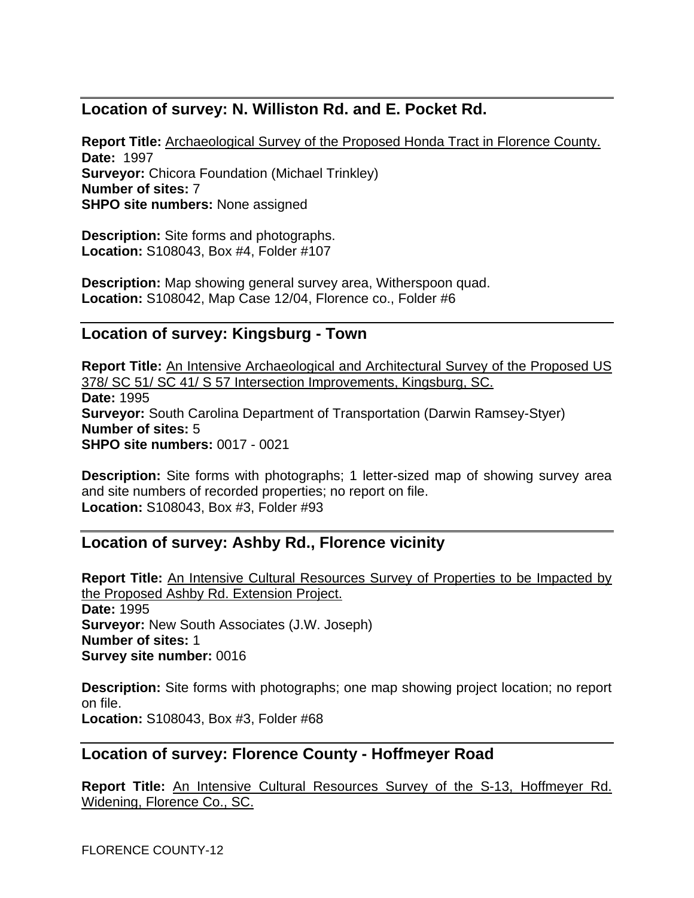## Location of survey: N. Williston Rd. and E. Pocket Rd.

**Report Title:** Archaeological Survey of the Proposed Honda Tract in Florence County.
**Date:** 1997
**Surveyor:** Chicora Foundation (Michael Trinkley)
**Number of sites:** 7
**SHPO site numbers:** None assigned

**Description:** Site forms and photographs.
**Location:** S108043, Box #4, Folder #107

**Description:** Map showing general survey area, Witherspoon quad.
**Location:** S108042, Map Case 12/04, Florence co., Folder #6

## Location of survey: Kingsburg - Town

**Report Title:** An Intensive Archaeological and Architectural Survey of the Proposed US 378/ SC 51/ SC 41/ S 57 Intersection Improvements, Kingsburg, SC.
**Date:** 1995
**Surveyor:** South Carolina Department of Transportation (Darwin Ramsey-Styer)
**Number of sites:** 5
**SHPO site numbers:** 0017 - 0021

**Description:** Site forms with photographs; 1 letter-sized map of showing survey area and site numbers of recorded properties; no report on file.
**Location:** S108043, Box #3, Folder #93

## Location of survey: Ashby Rd., Florence vicinity

**Report Title:** An Intensive Cultural Resources Survey of Properties to be Impacted by the Proposed Ashby Rd. Extension Project.
**Date:** 1995
**Surveyor:** New South Associates (J.W. Joseph)
**Number of sites:** 1
**Survey site number:** 0016

**Description:** Site forms with photographs; one map showing project location; no report on file.
**Location:** S108043, Box #3, Folder #68

## Location of survey: Florence County - Hoffmeyer Road

**Report Title:** An Intensive Cultural Resources Survey of the S-13, Hoffmeyer Rd. Widening, Florence Co., SC.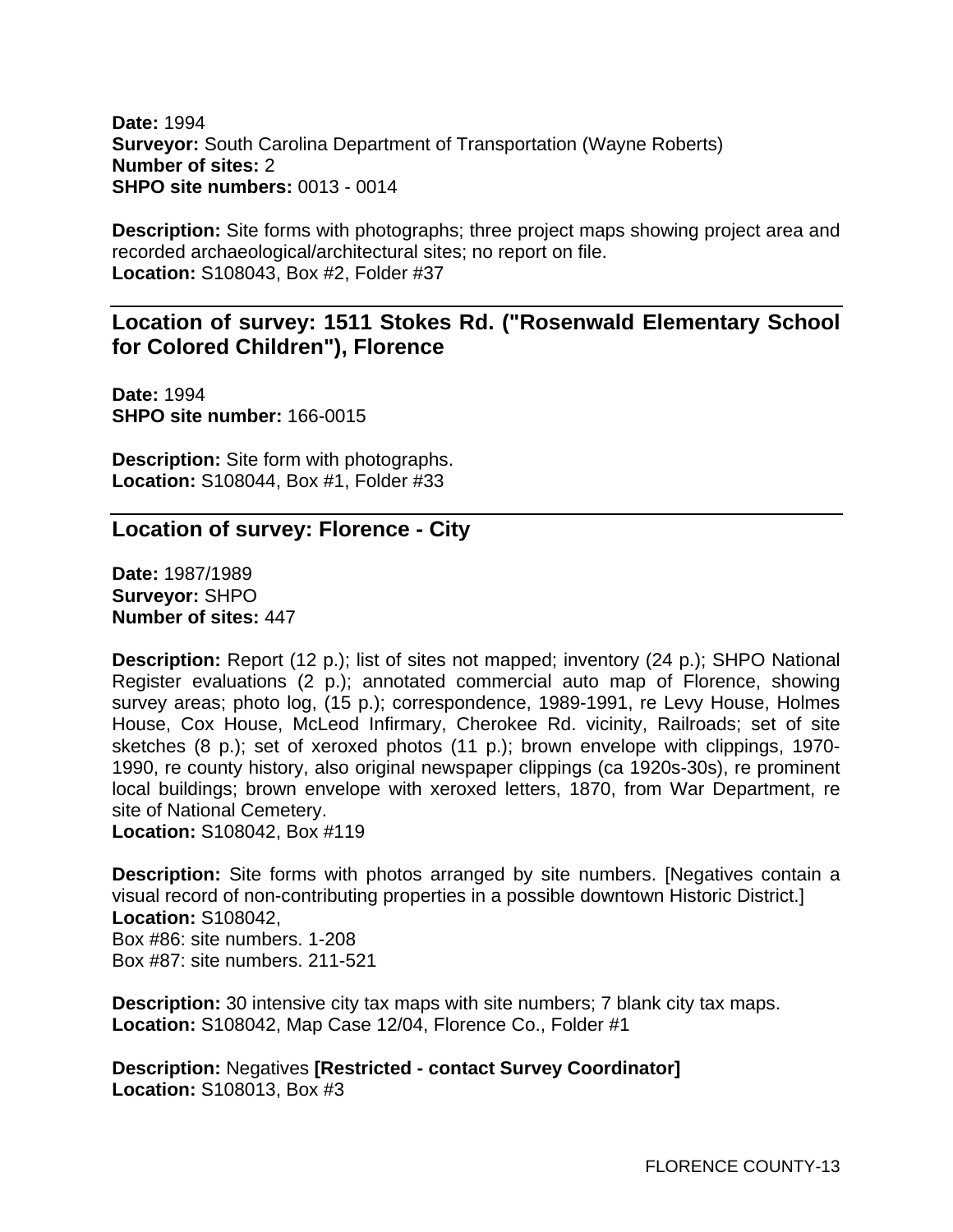**Date:** 1994
**Surveyor:** South Carolina Department of Transportation (Wayne Roberts)
**Number of sites:** 2
**SHPO site numbers:** 0013 - 0014

**Description:** Site forms with photographs; three project maps showing project area and recorded archaeological/architectural sites; no report on file.
**Location:** S108043, Box #2, Folder #37

## Location of survey: 1511 Stokes Rd. ("Rosenwald Elementary School for Colored Children"), Florence

**Date:** 1994
**SHPO site number:** 166-0015

**Description:** Site form with photographs.
**Location:** S108044, Box #1, Folder #33

## Location of survey: Florence - City

**Date:** 1987/1989
**Surveyor:** SHPO
**Number of sites:** 447

**Description:** Report (12 p.); list of sites not mapped; inventory (24 p.); SHPO National Register evaluations (2 p.); annotated commercial auto map of Florence, showing survey areas; photo log, (15 p.); correspondence, 1989-1991, re Levy House, Holmes House, Cox House, McLeod Infirmary, Cherokee Rd. vicinity, Railroads; set of site sketches (8 p.); set of xeroxed photos (11 p.); brown envelope with clippings, 1970-1990, re county history, also original newspaper clippings (ca 1920s-30s), re prominent local buildings; brown envelope with xeroxed letters, 1870, from War Department, re site of National Cemetery.
**Location:** S108042, Box #119

**Description:** Site forms with photos arranged by site numbers. [Negatives contain a visual record of non-contributing properties in a possible downtown Historic District.]
**Location:** S108042,
Box #86: site numbers. 1-208
Box #87: site numbers. 211-521

**Description:** 30 intensive city tax maps with site numbers; 7 blank city tax maps.
**Location:** S108042, Map Case 12/04, Florence Co., Folder #1

**Description:** Negatives **[Restricted - contact Survey Coordinator]**
**Location:** S108013, Box #3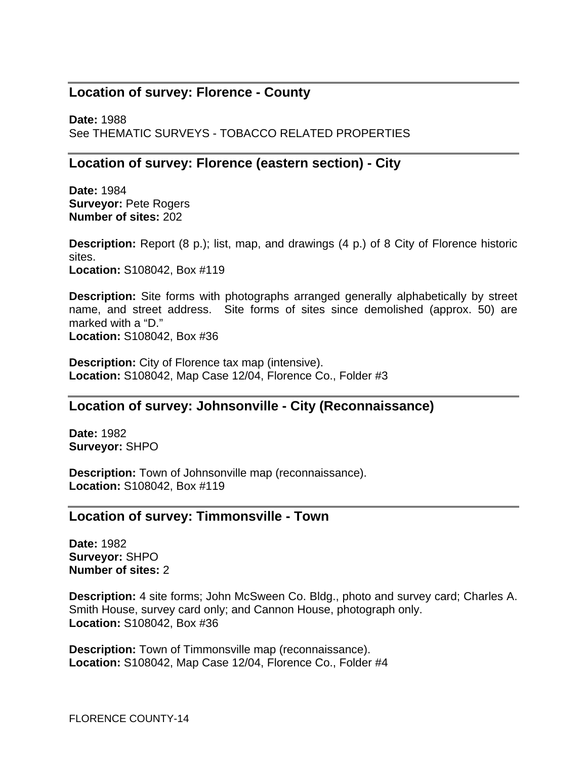## Location of survey: Florence - County

**Date:** 1988
See THEMATIC SURVEYS - TOBACCO RELATED PROPERTIES

## Location of survey: Florence (eastern section) - City

**Date:** 1984
**Surveyor:** Pete Rogers
**Number of sites:** 202

**Description:** Report (8 p.); list, map, and drawings (4 p.) of 8 City of Florence historic sites.
**Location:** S108042, Box #119

**Description:** Site forms with photographs arranged generally alphabetically by street name, and street address. Site forms of sites since demolished (approx. 50) are marked with a "D."
**Location:** S108042, Box #36

**Description:** City of Florence tax map (intensive).
**Location:** S108042, Map Case 12/04, Florence Co., Folder #3

## Location of survey: Johnsonville - City (Reconnaissance)

**Date:** 1982
**Surveyor:** SHPO

**Description:** Town of Johnsonville map (reconnaissance).
**Location:** S108042, Box #119

## Location of survey: Timmonsville - Town

**Date:** 1982
**Surveyor:** SHPO
**Number of sites:** 2

**Description:** 4 site forms; John McSween Co. Bldg., photo and survey card; Charles A. Smith House, survey card only; and Cannon House, photograph only.
**Location:** S108042, Box #36

**Description:** Town of Timmonsville map (reconnaissance).
**Location:** S108042, Map Case 12/04, Florence Co., Folder #4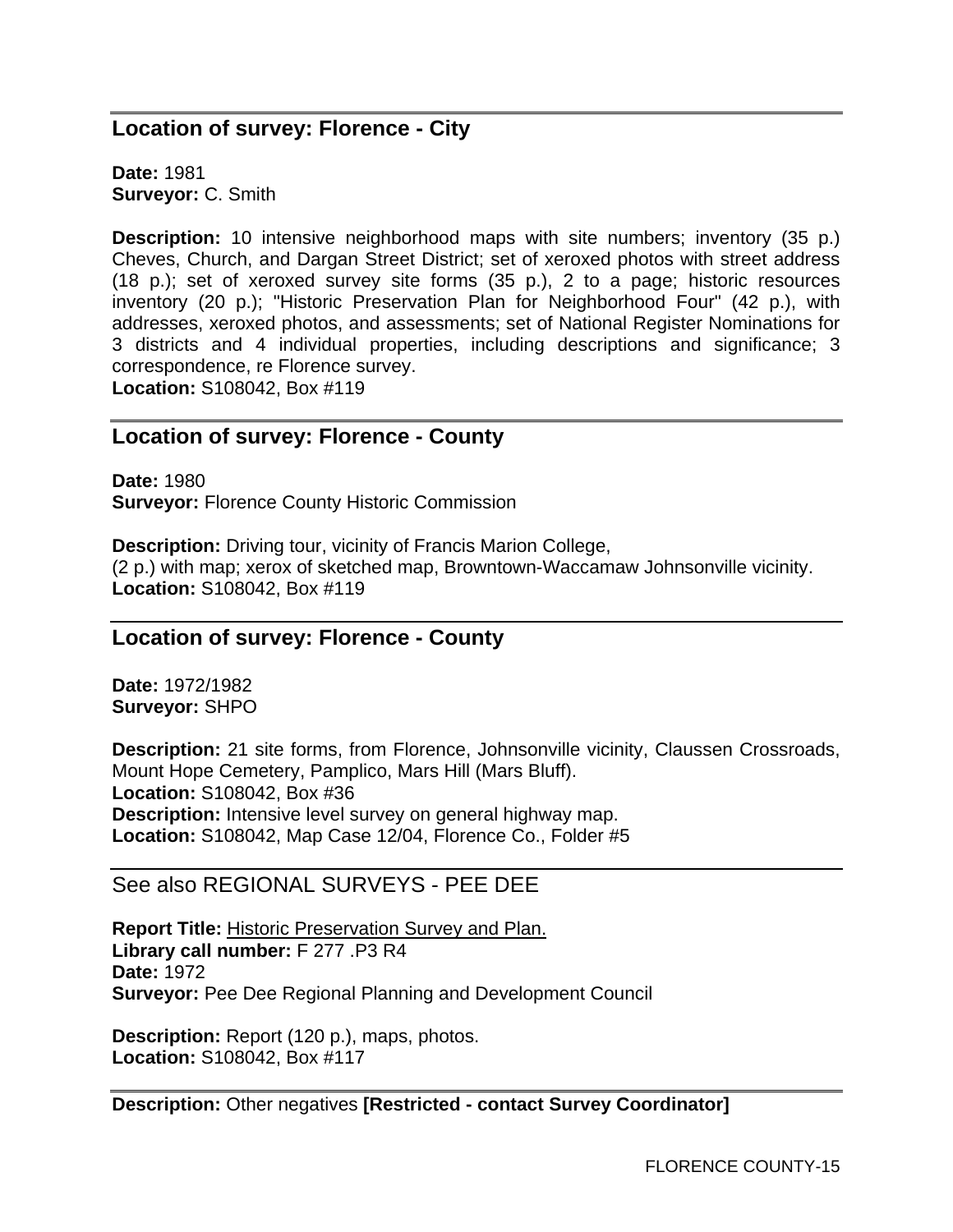## Location of survey: Florence - City

**Date:** 1981
**Surveyor:** C. Smith

**Description:** 10 intensive neighborhood maps with site numbers; inventory (35 p.) Cheves, Church, and Dargan Street District; set of xeroxed photos with street address (18 p.); set of xeroxed survey site forms (35 p.), 2 to a page; historic resources inventory (20 p.); "Historic Preservation Plan for Neighborhood Four" (42 p.), with addresses, xeroxed photos, and assessments; set of National Register Nominations for 3 districts and 4 individual properties, including descriptions and significance; 3 correspondence, re Florence survey.
**Location:** S108042, Box #119

## Location of survey: Florence - County

**Date:** 1980
**Surveyor:** Florence County Historic Commission

**Description:** Driving tour, vicinity of Francis Marion College, (2 p.) with map; xerox of sketched map, Browntown-Waccamaw Johnsonville vicinity.
**Location:** S108042, Box #119

## Location of survey: Florence - County

**Date:** 1972/1982
**Surveyor:** SHPO

**Description:** 21 site forms, from Florence, Johnsonville vicinity, Claussen Crossroads, Mount Hope Cemetery, Pamplico, Mars Hill (Mars Bluff).
**Location:** S108042, Box #36
**Description:** Intensive level survey on general highway map.
**Location:** S108042, Map Case 12/04, Florence Co., Folder #5

## See also REGIONAL SURVEYS - PEE DEE

**Report Title:** Historic Preservation Survey and Plan.
**Library call number:** F 277 .P3 R4
**Date:** 1972
**Surveyor:** Pee Dee Regional Planning and Development Council

**Description:** Report (120 p.), maps, photos.
**Location:** S108042, Box #117

**Description:** Other negatives **[Restricted - contact Survey Coordinator]**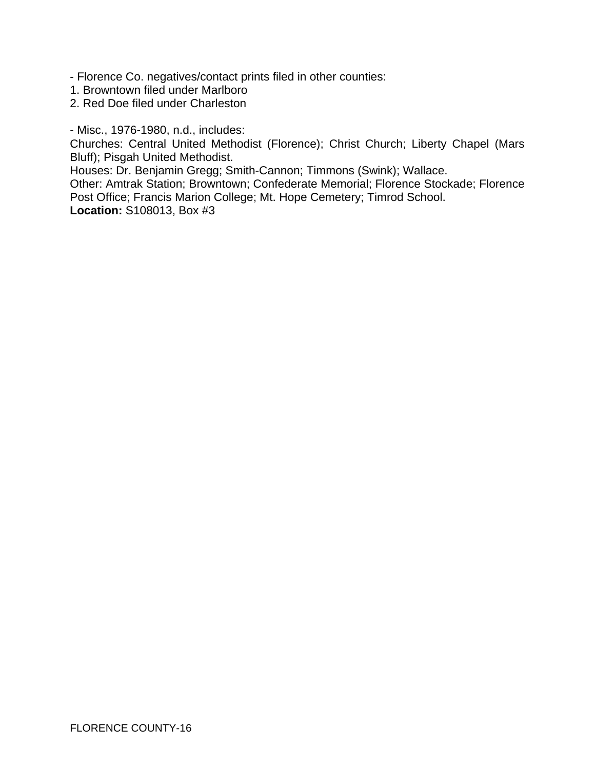- Florence Co. negatives/contact prints filed in other counties:
1. Browntown filed under Marlboro
2. Red Doe filed under Charleston

- Misc., 1976-1980, n.d., includes:
Churches: Central United Methodist (Florence); Christ Church; Liberty Chapel (Mars Bluff); Pisgah United Methodist.
Houses: Dr. Benjamin Gregg; Smith-Cannon; Timmons (Swink); Wallace.
Other: Amtrak Station; Browntown; Confederate Memorial; Florence Stockade; Florence Post Office; Francis Marion College; Mt. Hope Cemetery; Timrod School.
**Location:** S108013, Box #3